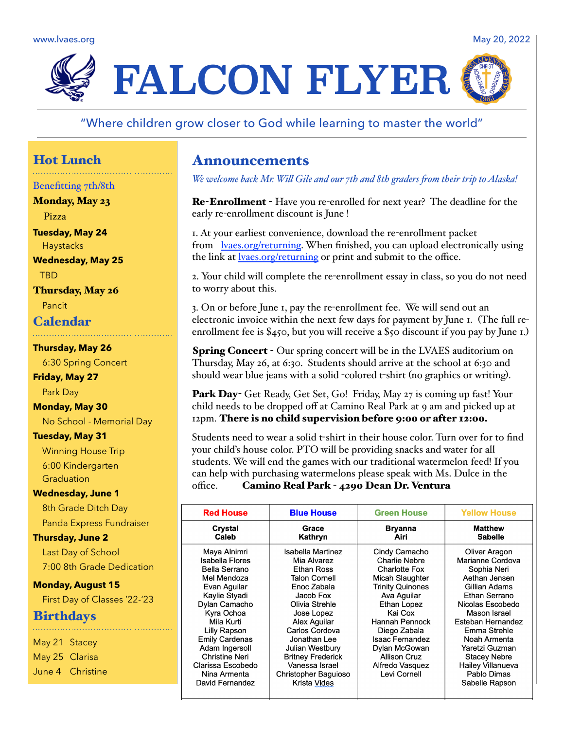www.lvaes.org May 20, 2022

# FALCON FLYER

"Where children grow closer to God while learning to master the world"

## Hot Lunch

Benefitting 7th/8th

**Monday, May 23**
Pizza

**Tuesday, May 24**
Haystacks

**Wednesday, May 25**
TBD

**Thursday, May 26**
Pancit

## Calendar

**Thursday, May 26**
6:30 Spring Concert

**Friday, May 27**
Park Day

**Monday, May 30**
No School - Memorial Day

**Tuesday, May 31**
Winning House Trip
6:00 Kindergarten Graduation

**Wednesday, June 1**
8th Grade Ditch Day
Panda Express Fundraiser

**Thursday, June 2**
Last Day of School
7:00 8th Grade Dedication

**Monday, August 15**
First Day of Classes '22-'23

## Birthdays

May 21 Stacey
May 25 Clarisa
June 4 Christine

## Announcements

*We welcome back Mr. Will Gile and our 7th and 8th graders from their trip to Alaska!*

**Re-Enrollment** - Have you re-enrolled for next year? The deadline for the early re-enrollment discount is June !

1. At your earliest convenience, download the re-enrollment packet from lvaes.org/returning. When finished, you can upload electronically using the link at lvaes.org/returning or print and submit to the office.

2. Your child will complete the re-enrollment essay in class, so you do not need to worry about this.

3. On or before June 1, pay the re-enrollment fee. We will send out an electronic invoice within the next few days for payment by June 1. (The full re-enrollment fee is $450, but you will receive a $50 discount if you pay by June 1.)

**Spring Concert** - Our spring concert will be in the LVAES auditorium on Thursday, May 26, at 6:30. Students should arrive at the school at 6:30 and should wear blue jeans with a solid -colored t-shirt (no graphics or writing).

**Park Day**- Get Ready, Get Set, Go! Friday, May 27 is coming up fast! Your child needs to be dropped off at Camino Real Park at 9 am and picked up at 12pm. **There is no child supervision before 9:00 or after 12:00.**

Students need to wear a solid t-shirt in their house color. Turn over for to find your child's house color. PTO will be providing snacks and water for all students. We will end the games with our traditional watermelon feed! If you can help with purchasing watermelons please speak with Ms. Dulce in the office. **Camino Real Park - 4290 Dean Dr. Ventura**

| Red House | Blue House | Green House | Yellow House |
|---|---|---|---|
| **Crystal Caleb** | **Grace Kathryn** | **Bryanna Airi** | **Matthew Sabelle** |
| Maya Alnimri | Isabella Martinez | Cindy Camacho | Oliver Aragon |
| Isabella Flores | Mia Alvarez | Charlie Nebre | Marianne Cordova |
| Bella Serrano | Ethan Ross | Charlotte Fox | Sophia Neri |
| Mel Mendoza | Talon Cornell | Micah Slaughter | Aethan Jensen |
| Evan Aguilar | Enoc Zabala | Trinity Quinones | Gillian Adams |
| Kaylie Styadi | Jacob Fox | Ava Aguilar | Ethan Serrano |
| Dylan Camacho | Olivia Strehle | Ethan Lopez | Nicolas Escobedo |
| Kyra Ochoa | Jose Lopez | Kai Cox | Mason Israel |
| Mila Kurti | Alex Aguilar | Hannah Pennock | Esteban Hernandez |
| Lilly Rapson | Carlos Cordova | Diego Zabala | Emma Strehle |
| Emily Cardenas | Jonathan Lee | Isaac Fernandez | Noah Armenta |
| Adam Ingersoll | Julian Westbury | Dylan McGowan | Yaretzi Guzman |
| Christine Neri | Britney Frederick | Allison Cruz | Stacey Nebre |
| Clarissa Escobedo | Vanessa Israel | Alfredo Vasquez | Hailey Villanueva |
| Nina Armenta | Christopher Baguioso | Levi Cornell | Pablo Dimas |
| David Fernandez | Krista Vides | | Sabelle Rapson |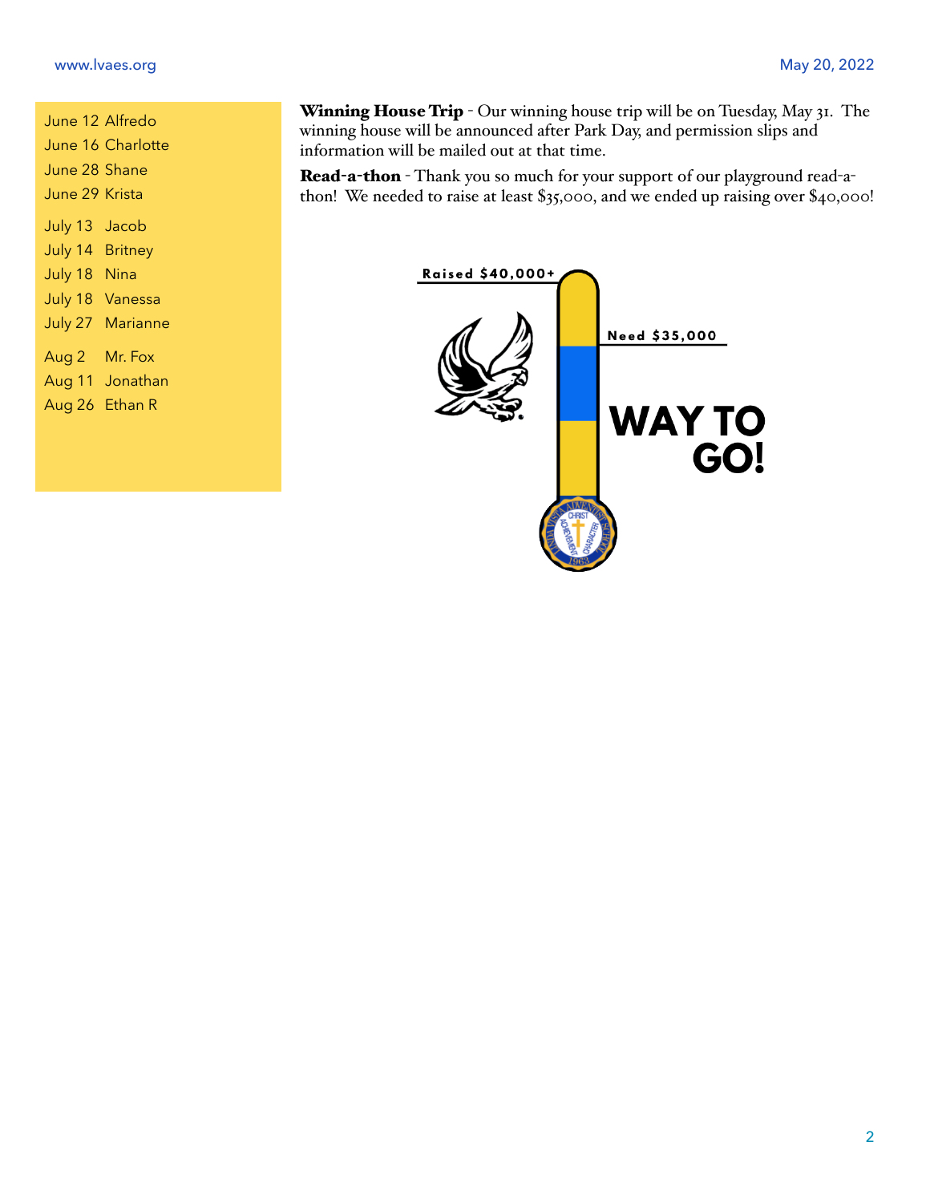June 12 Alfredo
June 16 Charlotte
June 28 Shane
June 29 Krista

July 13 Jacob
July 14 Britney
July 18 Nina
July 18 Vanessa
July 27 Marianne

Aug 2 Mr. Fox
Aug 11 Jonathan
Aug 26 Ethan R

**Winning House Trip** - Our winning house trip will be on Tuesday, May 31. The winning house will be announced after Park Day, and permission slips and information will be mailed out at that time.

**Read-a-thon** - Thank you so much for your support of our playground read-a-thon! We needed to raise at least $35,000, and we ended up raising over $40,000!

Raised $40,000+

Need $35,000

WAY TO GO!